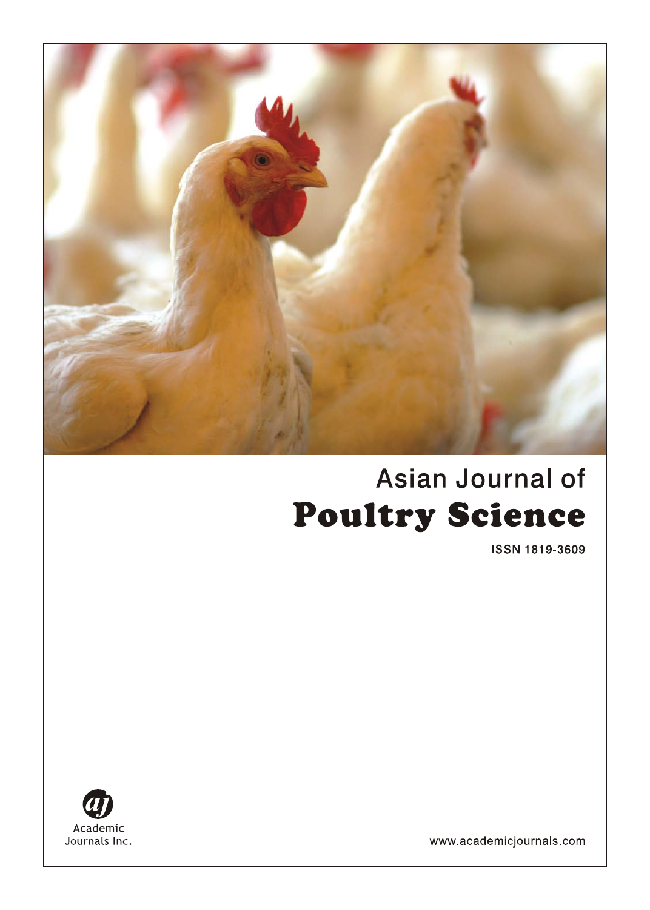Asian Journal of

# Poultry Science

ISSN 1819-3609

Academic Journals Inc.

www.academicjournals.com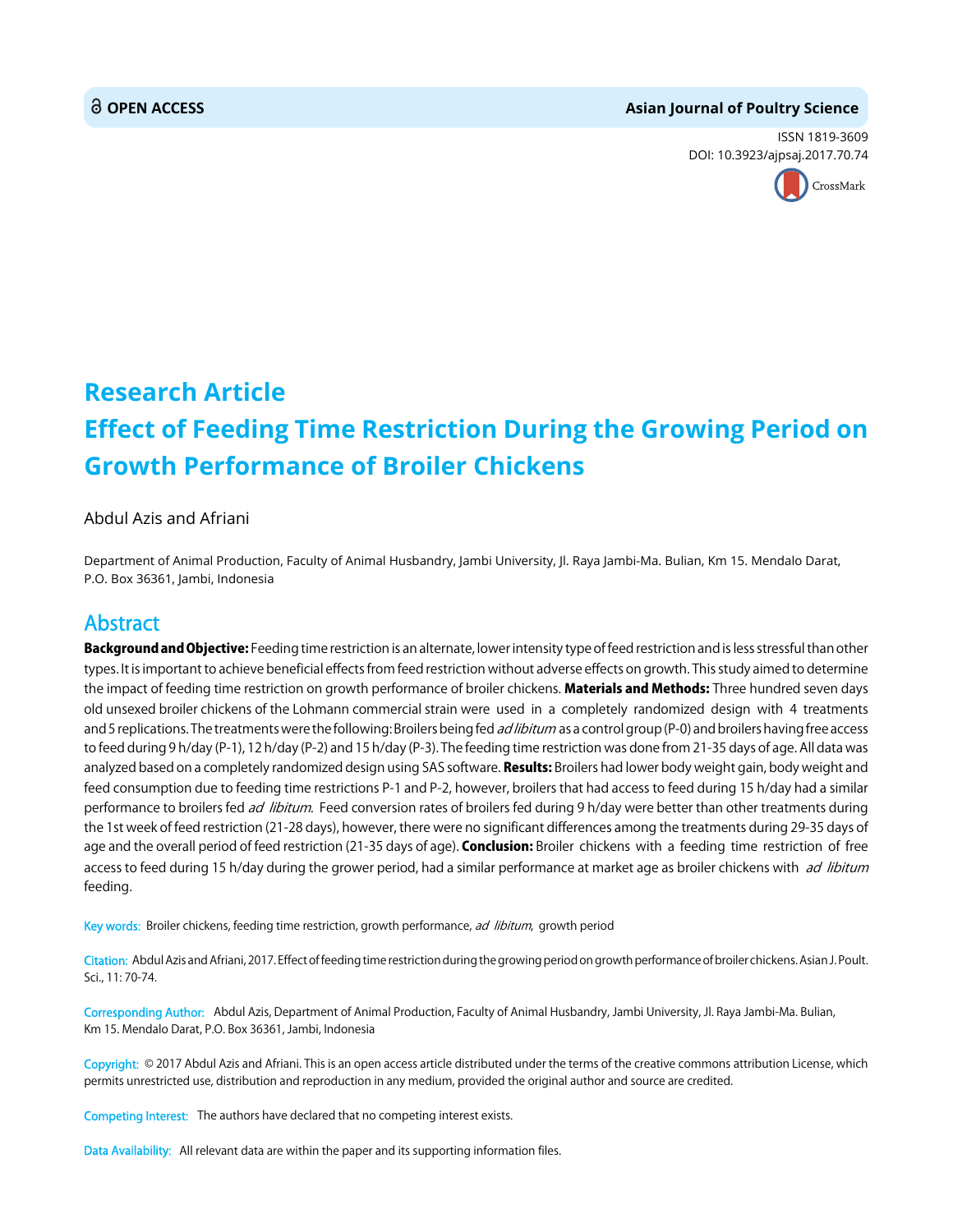**OPEN ACCESS** **Asian Journal of Poultry Science**

ISSN 1819-3609
DOI: 10.3923/ajpsaj.2017.70.74

# Research Article
# Effect of Feeding Time Restriction During the Growing Period on Growth Performance of Broiler Chickens

Abdul Azis and Afriani

Department of Animal Production, Faculty of Animal Husbandry, Jambi University, Jl. Raya Jambi-Ma. Bulian, Km 15. Mendalo Darat, P.O. Box 36361, Jambi, Indonesia

## Abstract

**Background and Objective:** Feeding time restriction is an alternate, lower intensity type of feed restriction and is less stressful than other types. It is important to achieve beneficial effects from feed restriction without adverse effects on growth. This study aimed to determine the impact of feeding time restriction on growth performance of broiler chickens. **Materials and Methods:** Three hundred seven days old unsexed broiler chickens of the Lohmann commercial strain were used in a completely randomized design with 4 treatments and 5 replications. The treatments were the following: Broilers being fed *ad libitum* as a control group (P-0) and broilers having free access to feed during 9 h/day (P-1), 12 h/day (P-2) and 15 h/day (P-3). The feeding time restriction was done from 21-35 days of age. All data was analyzed based on a completely randomized design using SAS software. **Results:** Broilers had lower body weight gain, body weight and feed consumption due to feeding time restrictions P-1 and P-2, however, broilers that had access to feed during 15 h/day had a similar performance to broilers fed *ad libitum*. Feed conversion rates of broilers fed during 9 h/day were better than other treatments during the 1st week of feed restriction (21-28 days), however, there were no significant differences among the treatments during 29-35 days of age and the overall period of feed restriction (21-35 days of age). **Conclusion:** Broiler chickens with a feeding time restriction of free access to feed during 15 h/day during the grower period, had a similar performance at market age as broiler chickens with *ad libitum* feeding.

Key words: Broiler chickens, feeding time restriction, growth performance, *ad libitum*, growth period

Citation: Abdul Azis and Afriani, 2017. Effect of feeding time restriction during the growing period on growth performance of broiler chickens. Asian J. Poult. Sci., 11: 70-74.

Corresponding Author: Abdul Azis, Department of Animal Production, Faculty of Animal Husbandry, Jambi University, Jl. Raya Jambi-Ma. Bulian, Km 15. Mendalo Darat, P.O. Box 36361, Jambi, Indonesia

Copyright: © 2017 Abdul Azis and Afriani. This is an open access article distributed under the terms of the creative commons attribution License, which permits unrestricted use, distribution and reproduction in any medium, provided the original author and source are credited.

Competing Interest: The authors have declared that no competing interest exists.

Data Availability: All relevant data are within the paper and its supporting information files.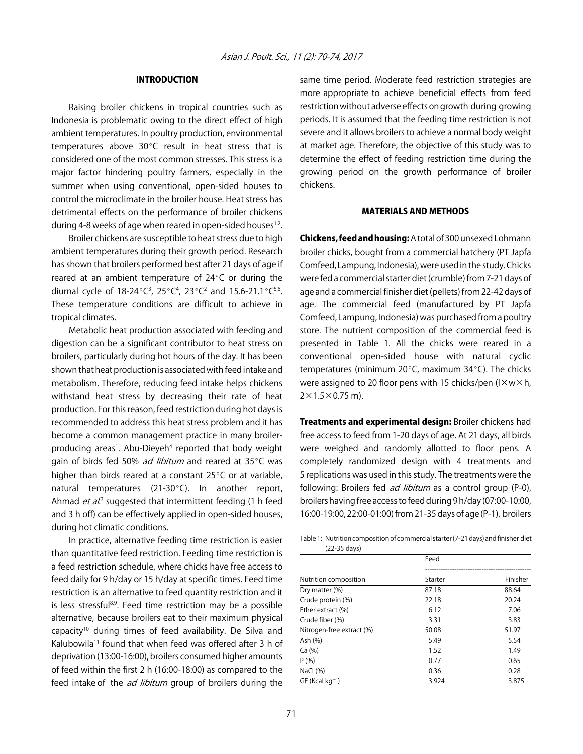## INTRODUCTION

Raising broiler chickens in tropical countries such as Indonesia is problematic owing to the direct effect of high ambient temperatures. In poultry production, environmental temperatures above 30°C result in heat stress that is considered one of the most common stresses. This stress is a major factor hindering poultry farmers, especially in the summer when using conventional, open-sided houses to control the microclimate in the broiler house. Heat stress has detrimental effects on the performance of broiler chickens during 4-8 weeks of age when reared in open-sided houses[1,2].

Broiler chickens are susceptible to heat stress due to high ambient temperatures during their growth period. Research has shown that broilers performed best after 21 days of age if reared at an ambient temperature of 24°C or during the diurnal cycle of 18-24°C[3], 25°C[4], 23°C[2] and 15.6-21.1°C[5,6]. These temperature conditions are difficult to achieve in tropical climates.

Metabolic heat production associated with feeding and digestion can be a significant contributor to heat stress on broilers, particularly during hot hours of the day. It has been shown that heat production is associated with feed intake and metabolism. Therefore, reducing feed intake helps chickens withstand heat stress by decreasing their rate of heat production. For this reason, feed restriction during hot days is recommended to address this heat stress problem and it has become a common management practice in many broiler-producing areas[1]. Abu-Dieyeh[4] reported that body weight gain of birds fed 50% *ad libitum* and reared at 35°C was higher than birds reared at a constant 25°C or at variable, natural temperatures (21-30°C). In another report, Ahmad *et al.*[7] suggested that intermittent feeding (1 h feed and 3 h off) can be effectively applied in open-sided houses, during hot climatic conditions.

In practice, alternative feeding time restriction is easier than quantitative feed restriction. Feeding time restriction is a feed restriction schedule, where chicks have free access to feed daily for 9 h/day or 15 h/day at specific times. Feed time restriction is an alternative to feed quantity restriction and it is less stressful[8,9]. Feed time restriction may be a possible alternative, because broilers eat to their maximum physical capacity[10] during times of feed availability. De Silva and Kalubowila[11] found that when feed was offered after 3 h of deprivation (13:00-16:00), broilers consumed higher amounts of feed within the first 2 h (16:00-18:00) as compared to the feed intake of the *ad libitum* group of broilers during the same time period. Moderate feed restriction strategies are more appropriate to achieve beneficial effects from feed restriction without adverse effects on growth during growing periods. It is assumed that the feeding time restriction is not severe and it allows broilers to achieve a normal body weight at market age. Therefore, the objective of this study was to determine the effect of feeding restriction time during the growing period on the growth performance of broiler chickens.

## MATERIALS AND METHODS

**Chickens, feed and housing:** A total of 300 unsexed Lohmann broiler chicks, bought from a commercial hatchery (PT Japfa Comfeed, Lampung, Indonesia), were used in the study. Chicks were fed a commercial starter diet (crumble) from 7-21 days of age and a commercial finisher diet (pellets) from 22-42 days of age. The commercial feed (manufactured by PT Japfa Comfeed, Lampung, Indonesia) was purchased from a poultry store. The nutrient composition of the commercial feed is presented in Table 1. All the chicks were reared in a conventional open-sided house with natural cyclic temperatures (minimum 20°C, maximum 34°C). The chicks were assigned to 20 floor pens with 15 chicks/pen (l×w×h, 2×1.5×0.75 m).

**Treatments and experimental design:** Broiler chickens had free access to feed from 1-20 days of age. At 21 days, all birds were weighed and randomly allotted to floor pens. A completely randomized design with 4 treatments and 5 replications was used in this study. The treatments were the following: Broilers fed *ad libitum* as a control group (P-0), broilers having free access to feed during 9 h/day (07:00-10:00, 16:00-19:00, 22:00-01:00) from 21-35 days of age (P-1), broilers

Table 1: Nutrition composition of commercial starter (7-21 days) and finisher diet (22-35 days)

| | Feed | |
|---|---|---|
| Nutrition composition | Starter | Finisher |
| Dry matter (%) | 87.18 | 88.64 |
| Crude protein (%) | 22.18 | 20.24 |
| Ether extract (%) | 6.12 | 7.06 |
| Crude fiber (%) | 3.31 | 3.83 |
| Nitrogen-free extract (%) | 50.08 | 51.97 |
| Ash (%) | 5.49 | 5.54 |
| Ca (%) | 1.52 | 1.49 |
| P (%) | 0.77 | 0.65 |
| NaCl (%) | 0.36 | 0.28 |
| GE (Kcal $kg^{-1}$) | 3.924 | 3.875 |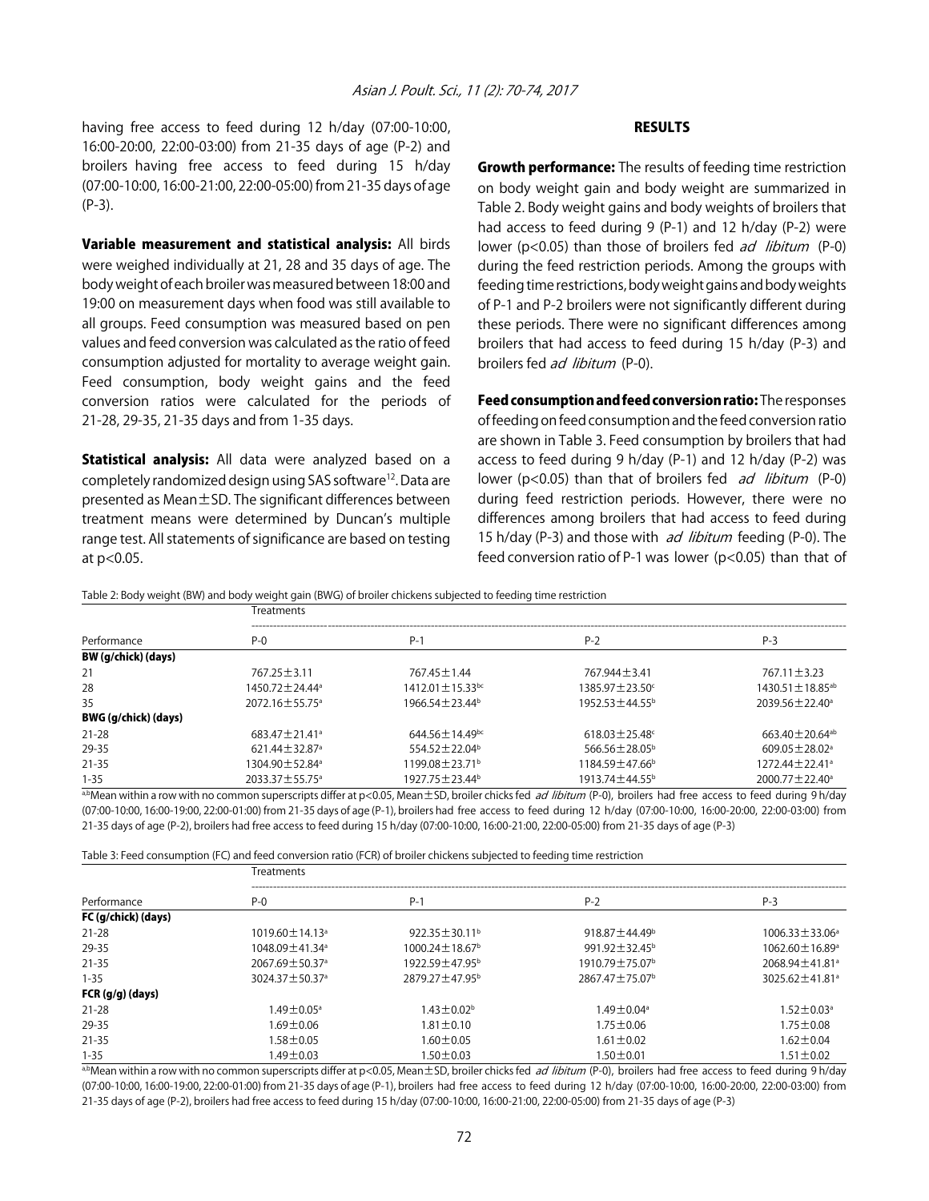having free access to feed during 12 h/day (07:00-10:00, 16:00-20:00, 22:00-03:00) from 21-35 days of age (P-2) and broilers having free access to feed during 15 h/day (07:00-10:00, 16:00-21:00, 22:00-05:00) from 21-35 days of age (P-3).

**Variable measurement and statistical analysis:** All birds were weighed individually at 21, 28 and 35 days of age. The body weight of each broiler was measured between 18:00 and 19:00 on measurement days when food was still available to all groups. Feed consumption was measured based on pen values and feed conversion was calculated as the ratio of feed consumption adjusted for mortality to average weight gain. Feed consumption, body weight gains and the feed conversion ratios were calculated for the periods of 21-28, 29-35, 21-35 days and from 1-35 days.

**Statistical analysis:** All data were analyzed based on a completely randomized design using SAS software[12]. Data are presented as Mean±SD. The significant differences between treatment means were determined by Duncan's multiple range test. All statements of significance are based on testing at $p<0.05$.

## RESULTS

**Growth performance:** The results of feeding time restriction on body weight gain and body weight are summarized in Table 2. Body weight gains and body weights of broilers that had access to feed during 9 (P-1) and 12 h/day (P-2) were lower ($p<0.05$) than those of broilers fed *ad libitum* (P-0) during the feed restriction periods. Among the groups with feeding time restrictions, body weight gains and body weights of P-1 and P-2 broilers were not significantly different during these periods. There were no significant differences among broilers that had access to feed during 15 h/day (P-3) and broilers fed *ad libitum* (P-0).

**Feed consumption and feed conversion ratio:** The responses of feeding on feed consumption and the feed conversion ratio are shown in Table 3. Feed consumption by broilers that had access to feed during 9 h/day (P-1) and 12 h/day (P-2) was lower ($p<0.05$) than that of broilers fed *ad libitum* (P-0) during feed restriction periods. However, there were no differences among broilers that had access to feed during 15 h/day (P-3) and those with *ad libitum* feeding (P-0). The feed conversion ratio of P-1 was lower ($p<0.05$) than that of

Table 2: Body weight (BW) and body weight gain (BWG) of broiler chickens subjected to feeding time restriction

| | Treatments | | | |
|---|---|---|---|---|
| Performance | P-0 | P-1 | P-2 | P-3 |
| **BW (g/chick) (days)** | | | | |
| 21 | 767.25±3.11 | 767.45±1.44 | 767.944±3.41 | 767.11±3.23 |
| 28 | 1450.72±24.44[a] | 1412.01±15.33[bc] | 1385.97±23.50[c] | 1430.51±18.85[ab] |
| 35 | 2072.16±55.75[a] | 1966.54±23.44[b] | 1952.53±44.55[b] | 2039.56±22.40[a] |
| **BWG (g/chick) (days)** | | | | |
| 21-28 | 683.47±21.41[a] | 644.56±14.49[bc] | 618.03±25.48[c] | 663.40±20.64[ab] |
| 29-35 | 621.44±32.87[a] | 554.52±22.04[b] | 566.56±28.05[b] | 609.05±28.02[a] |
| 21-35 | 1304.90±52.84[a] | 1199.08±23.71[b] | 1184.59±47.66[b] | 1272.44±22.41[a] |
| 1-35 | 2033.37±55.75[a] | 1927.75±23.44[b] | 1913.74±44.55[b] | 2000.77±22.40[a] |

[a,b]Mean within a row with no common superscripts differ at $p<0.05$, Mean±SD, broiler chicks fed *ad libitum* (P-0), broilers had free access to feed during 9 h/day (07:00-10:00, 16:00-19:00, 22:00-01:00) from 21-35 days of age (P-1), broilers had free access to feed during 12 h/day (07:00-10:00, 16:00-20:00, 22:00-03:00) from 21-35 days of age (P-2), broilers had free access to feed during 15 h/day (07:00-10:00, 16:00-21:00, 22:00-05:00) from 21-35 days of age (P-3)

Table 3: Feed consumption (FC) and feed conversion ratio (FCR) of broiler chickens subjected to feeding time restriction

| | Treatments | | | |
|---|---|---|---|---|
| Performance | P-0 | P-1 | P-2 | P-3 |
| **FC (g/chick) (days)** | | | | |
| 21-28 | 1019.60±14.13[a] | 922.35±30.11[b] | 918.87±44.49[b] | 1006.33±33.06[a] |
| 29-35 | 1048.09±41.34[a] | 1000.24±18.67[b] | 991.92±32.45[b] | 1062.60±16.89[a] |
| 21-35 | 2067.69±50.37[a] | 1922.59±47.95[b] | 1910.79±75.07[b] | 2068.94±41.81[a] |
| 1-35 | 3024.37±50.37[a] | 2879.27±47.95[b] | 2867.47±75.07[b] | 3025.62±41.81[a] |
| **FCR (g/g) (days)** | | | | |
| 21-28 | 1.49±0.05[a] | 1.43±0.02[b] | 1.49±0.04[a] | 1.52±0.03[a] |
| 29-35 | 1.69±0.06 | 1.81±0.10 | 1.75±0.06 | 1.75±0.08 |
| 21-35 | 1.58±0.05 | 1.60±0.05 | 1.61±0.02 | 1.62±0.04 |
| 1-35 | 1.49±0.03 | 1.50±0.03 | 1.50±0.01 | 1.51±0.02 |

[a,b]Mean within a row with no common superscripts differ at $p<0.05$, Mean±SD, broiler chicks fed *ad libitum* (P-0), broilers had free access to feed during 9 h/day (07:00-10:00, 16:00-19:00, 22:00-01:00) from 21-35 days of age (P-1), broilers had free access to feed during 12 h/day (07:00-10:00, 16:00-20:00, 22:00-03:00) from 21-35 days of age (P-2), broilers had free access to feed during 15 h/day (07:00-10:00, 16:00-21:00, 22:00-05:00) from 21-35 days of age (P-3)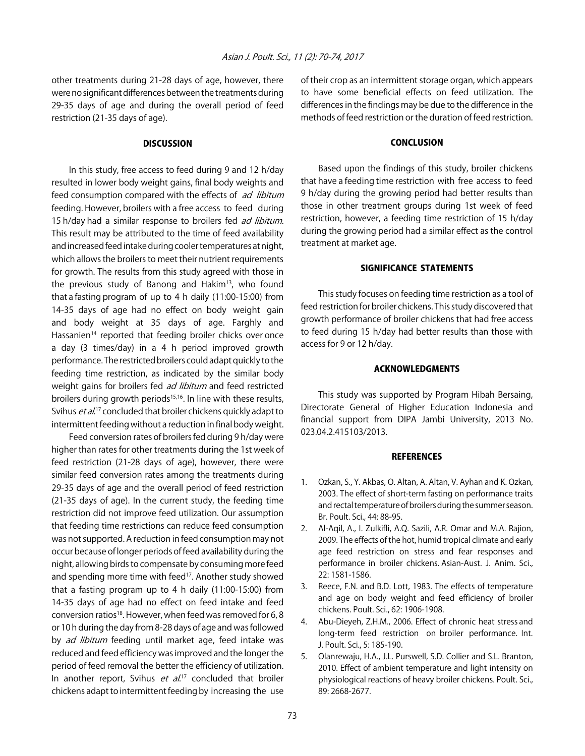other treatments during 21-28 days of age, however, there were no significant differences between the treatments during 29-35 days of age and during the overall period of feed restriction (21-35 days of age).

## DISCUSSION

In this study, free access to feed during 9 and 12 h/day resulted in lower body weight gains, final body weights and feed consumption compared with the effects of *ad libitum* feeding. However, broilers with a free access to feed during 15 h/day had a similar response to broilers fed *ad libitum*. This result may be attributed to the time of feed availability and increased feed intake during cooler temperatures at night, which allows the broilers to meet their nutrient requirements for growth. The results from this study agreed with those in the previous study of Banong and Hakim[13], who found that a fasting program of up to 4 h daily (11:00-15:00) from 14-35 days of age had no effect on body weight gain and body weight at 35 days of age. Farghly and Hassanien[14] reported that feeding broiler chicks over once a day (3 times/day) in a 4 h period improved growth performance. The restricted broilers could adapt quickly to the feeding time restriction, as indicated by the similar body weight gains for broilers fed *ad libitum* and feed restricted broilers during growth periods[15,16]. In line with these results, Svihus *et al.*[17] concluded that broiler chickens quickly adapt to intermittent feeding without a reduction in final body weight.

Feed conversion rates of broilers fed during 9 h/day were higher than rates for other treatments during the 1st week of feed restriction (21-28 days of age), however, there were similar feed conversion rates among the treatments during 29-35 days of age and the overall period of feed restriction (21-35 days of age). In the current study, the feeding time restriction did not improve feed utilization. Our assumption that feeding time restrictions can reduce feed consumption was not supported. A reduction in feed consumption may not occur because of longer periods of feed availability during the night, allowing birds to compensate by consuming more feed and spending more time with feed[17]. Another study showed that a fasting program up to 4 h daily (11:00-15:00) from 14-35 days of age had no effect on feed intake and feed conversion ratios[18]. However, when feed was removed for 6, 8 or 10 h during the day from 8-28 days of age and was followed by *ad libitum* feeding until market age, feed intake was reduced and feed efficiency was improved and the longer the period of feed removal the better the efficiency of utilization. In another report, Svihus *et al.*[17] concluded that broiler chickens adapt to intermittent feeding by increasing the use of their crop as an intermittent storage organ, which appears to have some beneficial effects on feed utilization. The differences in the findings may be due to the difference in the methods of feed restriction or the duration of feed restriction.

## CONCLUSION

Based upon the findings of this study, broiler chickens that have a feeding time restriction with free access to feed 9 h/day during the growing period had better results than those in other treatment groups during 1st week of feed restriction, however, a feeding time restriction of 15 h/day during the growing period had a similar effect as the control treatment at market age.

## SIGNIFICANCE STATEMENTS

This study focuses on feeding time restriction as a tool of feed restriction for broiler chickens. This study discovered that growth performance of broiler chickens that had free access to feed during 15 h/day had better results than those with access for 9 or 12 h/day.

## ACKNOWLEDGMENTS

This study was supported by Program Hibah Bersaing, Directorate General of Higher Education Indonesia and financial support from DIPA Jambi University, 2013 No. 023.04.2.415103/2013.

## REFERENCES

1. Ozkan, S., Y. Akbas, O. Altan, A. Altan, V. Ayhan and K. Ozkan, 2003. The effect of short-term fasting on performance traits and rectal temperature of broilers during the summer season. Br. Poult. Sci., 44: 88-95.
2. Al-Aqil, A., I. Zulkifli, A.Q. Sazili, A.R. Omar and M.A. Rajion, 2009. The effects of the hot, humid tropical climate and early age feed restriction on stress and fear responses and performance in broiler chickens. Asian-Aust. J. Anim. Sci., 22: 1581-1586.
3. Reece, F.N. and B.D. Lott, 1983. The effects of temperature and age on body weight and feed efficiency of broiler chickens. Poult. Sci., 62: 1906-1908.
4. Abu-Dieyeh, Z.H.M., 2006. Effect of chronic heat stress and long-term feed restriction on broiler performance. Int. J. Poult. Sci., 5: 185-190.
5. Olanrewaju, H.A., J.L. Purswell, S.D. Collier and S.L. Branton, 2010. Effect of ambient temperature and light intensity on physiological reactions of heavy broiler chickens. Poult. Sci., 89: 2668-2677.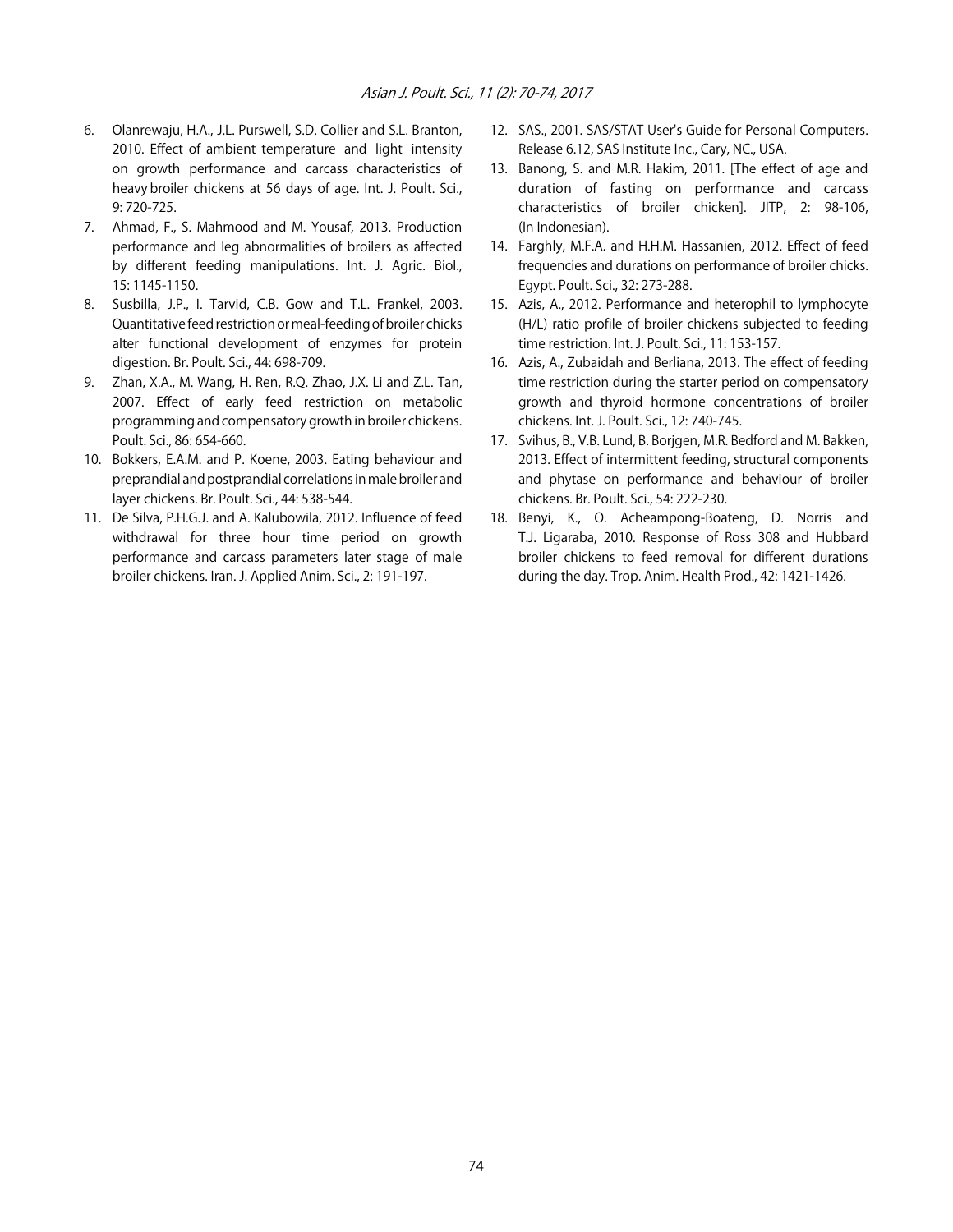6. Olanrewaju, H.A., J.L. Purswell, S.D. Collier and S.L. Branton, 2010. Effect of ambient temperature and light intensity on growth performance and carcass characteristics of heavy broiler chickens at 56 days of age. Int. J. Poult. Sci., 9: 720-725.
7. Ahmad, F., S. Mahmood and M. Yousaf, 2013. Production performance and leg abnormalities of broilers as affected by different feeding manipulations. Int. J. Agric. Biol., 15: 1145-1150.
8. Susbilla, J.P., I. Tarvid, C.B. Gow and T.L. Frankel, 2003. Quantitative feed restriction or meal-feeding of broiler chicks alter functional development of enzymes for protein digestion. Br. Poult. Sci., 44: 698-709.
9. Zhan, X.A., M. Wang, H. Ren, R.Q. Zhao, J.X. Li and Z.L. Tan, 2007. Effect of early feed restriction on metabolic programming and compensatory growth in broiler chickens. Poult. Sci., 86: 654-660.
10. Bokkers, E.A.M. and P. Koene, 2003. Eating behaviour and preprandial and postprandial correlations in male broiler and layer chickens. Br. Poult. Sci., 44: 538-544.
11. De Silva, P.H.G.J. and A. Kalubowila, 2012. Influence of feed withdrawal for three hour time period on growth performance and carcass parameters later stage of male broiler chickens. Iran. J. Applied Anim. Sci., 2: 191-197.
12. SAS., 2001. SAS/STAT User's Guide for Personal Computers. Release 6.12, SAS Institute Inc., Cary, NC., USA.
13. Banong, S. and M.R. Hakim, 2011. [The effect of age and duration of fasting on performance and carcass characteristics of broiler chicken]. JITP, 2: 98-106, (In Indonesian).
14. Farghly, M.F.A. and H.H.M. Hassanien, 2012. Effect of feed frequencies and durations on performance of broiler chicks. Egypt. Poult. Sci., 32: 273-288.
15. Azis, A., 2012. Performance and heterophil to lymphocyte (H/L) ratio profile of broiler chickens subjected to feeding time restriction. Int. J. Poult. Sci., 11: 153-157.
16. Azis, A., Zubaidah and Berliana, 2013. The effect of feeding time restriction during the starter period on compensatory growth and thyroid hormone concentrations of broiler chickens. Int. J. Poult. Sci., 12: 740-745.
17. Svihus, B., V.B. Lund, B. Borjgen, M.R. Bedford and M. Bakken, 2013. Effect of intermittent feeding, structural components and phytase on performance and behaviour of broiler chickens. Br. Poult. Sci., 54: 222-230.
18. Benyi, K., O. Acheampong-Boateng, D. Norris and T.J. Ligaraba, 2010. Response of Ross 308 and Hubbard broiler chickens to feed removal for different durations during the day. Trop. Anim. Health Prod., 42: 1421-1426.